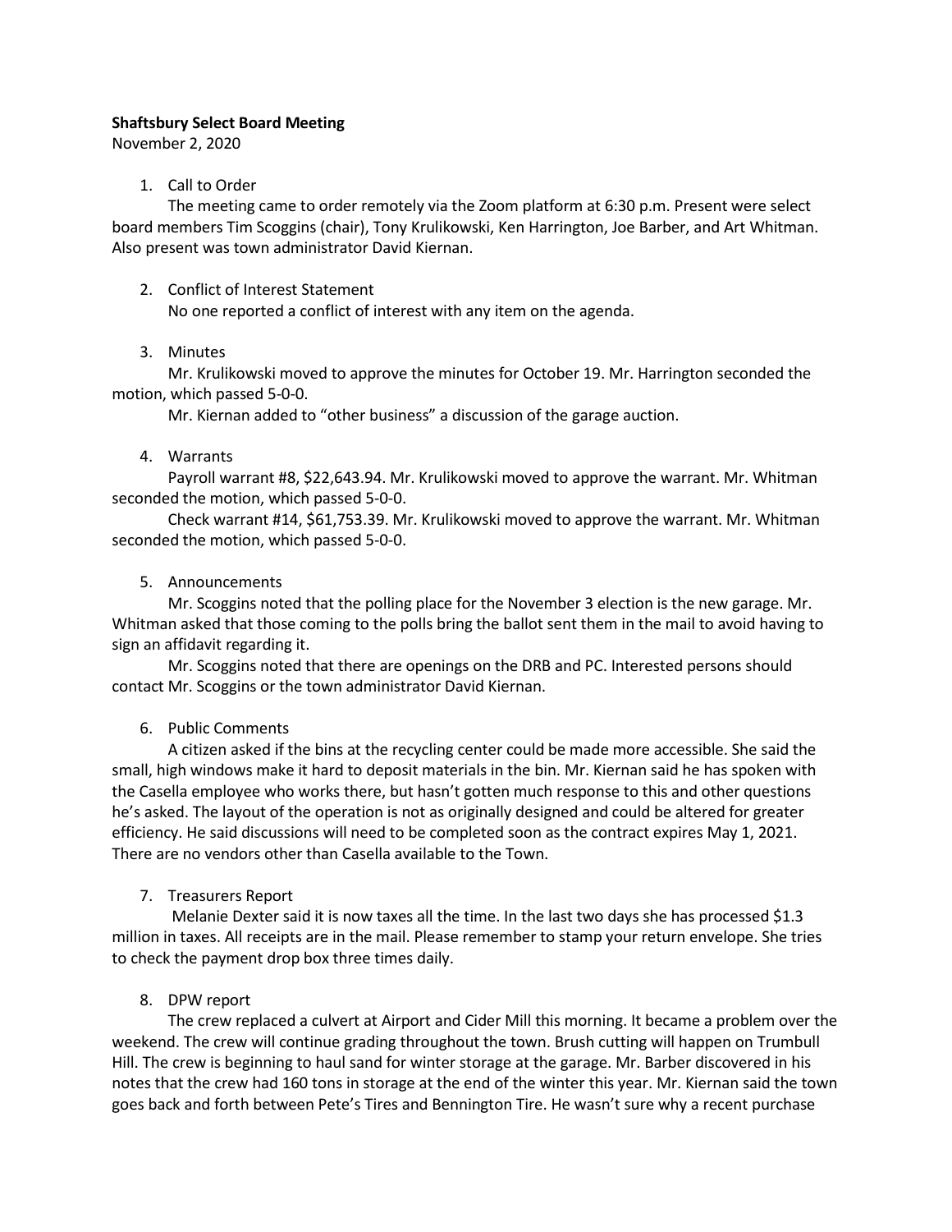**Shaftsbury Select Board Meeting**

November 2, 2020

1. Call to Order

   The meeting came to order remotely via the Zoom platform at 6:30 p.m. Present were select board members Tim Scoggins (chair), Tony Krulikowski, Ken Harrington, Joe Barber, and Art Whitman. Also present was town administrator David Kiernan.

2. Conflict of Interest Statement

   No one reported a conflict of interest with any item on the agenda.

3. Minutes

   Mr. Krulikowski moved to approve the minutes for October 19. Mr. Harrington seconded the motion, which passed 5-0-0.

   Mr. Kiernan added to "other business" a discussion of the garage auction.

4. Warrants

   Payroll warrant #8, $22,643.94. Mr. Krulikowski moved to approve the warrant. Mr. Whitman seconded the motion, which passed 5-0-0.

   Check warrant #14, $61,753.39. Mr. Krulikowski moved to approve the warrant. Mr. Whitman seconded the motion, which passed 5-0-0.

5. Announcements

   Mr. Scoggins noted that the polling place for the November 3 election is the new garage. Mr. Whitman asked that those coming to the polls bring the ballot sent them in the mail to avoid having to sign an affidavit regarding it.

   Mr. Scoggins noted that there are openings on the DRB and PC. Interested persons should contact Mr. Scoggins or the town administrator David Kiernan.

6. Public Comments

   A citizen asked if the bins at the recycling center could be made more accessible. She said the small, high windows make it hard to deposit materials in the bin. Mr. Kiernan said he has spoken with the Casella employee who works there, but hasn't gotten much response to this and other questions he's asked. The layout of the operation is not as originally designed and could be altered for greater efficiency. He said discussions will need to be completed soon as the contract expires May 1, 2021. There are no vendors other than Casella available to the Town.

7. Treasurers Report

   Melanie Dexter said it is now taxes all the time. In the last two days she has processed $1.3 million in taxes. All receipts are in the mail. Please remember to stamp your return envelope. She tries to check the payment drop box three times daily.

8. DPW report

   The crew replaced a culvert at Airport and Cider Mill this morning. It became a problem over the weekend. The crew will continue grading throughout the town. Brush cutting will happen on Trumbull Hill. The crew is beginning to haul sand for winter storage at the garage. Mr. Barber discovered in his notes that the crew had 160 tons in storage at the end of the winter this year. Mr. Kiernan said the town goes back and forth between Pete's Tires and Bennington Tire. He wasn't sure why a recent purchase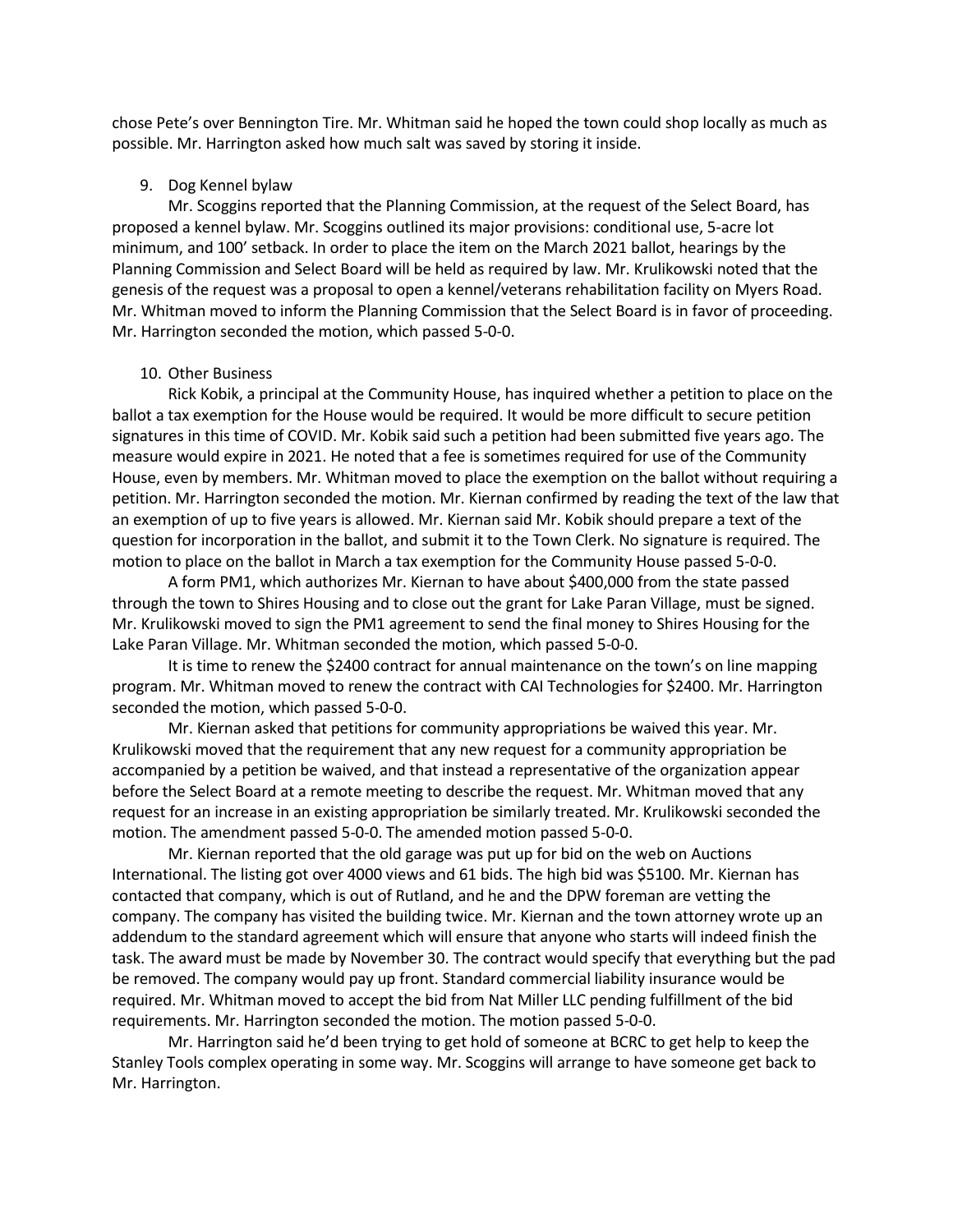chose Pete's over Bennington Tire. Mr. Whitman said he hoped the town could shop locally as much as possible. Mr. Harrington asked how much salt was saved by storing it inside.

9. Dog Kennel bylaw

Mr. Scoggins reported that the Planning Commission, at the request of the Select Board, has proposed a kennel bylaw. Mr. Scoggins outlined its major provisions: conditional use, 5-acre lot minimum, and 100' setback. In order to place the item on the March 2021 ballot, hearings by the Planning Commission and Select Board will be held as required by law. Mr. Krulikowski noted that the genesis of the request was a proposal to open a kennel/veterans rehabilitation facility on Myers Road. Mr. Whitman moved to inform the Planning Commission that the Select Board is in favor of proceeding. Mr. Harrington seconded the motion, which passed 5-0-0.

10. Other Business

Rick Kobik, a principal at the Community House, has inquired whether a petition to place on the ballot a tax exemption for the House would be required. It would be more difficult to secure petition signatures in this time of COVID. Mr. Kobik said such a petition had been submitted five years ago. The measure would expire in 2021. He noted that a fee is sometimes required for use of the Community House, even by members. Mr. Whitman moved to place the exemption on the ballot without requiring a petition. Mr. Harrington seconded the motion. Mr. Kiernan confirmed by reading the text of the law that an exemption of up to five years is allowed. Mr. Kiernan said Mr. Kobik should prepare a text of the question for incorporation in the ballot, and submit it to the Town Clerk. No signature is required. The motion to place on the ballot in March a tax exemption for the Community House passed 5-0-0.

A form PM1, which authorizes Mr. Kiernan to have about $400,000 from the state passed through the town to Shires Housing and to close out the grant for Lake Paran Village, must be signed. Mr. Krulikowski moved to sign the PM1 agreement to send the final money to Shires Housing for the Lake Paran Village. Mr. Whitman seconded the motion, which passed 5-0-0.

It is time to renew the $2400 contract for annual maintenance on the town's on line mapping program. Mr. Whitman moved to renew the contract with CAI Technologies for $2400. Mr. Harrington seconded the motion, which passed 5-0-0.

Mr. Kiernan asked that petitions for community appropriations be waived this year. Mr. Krulikowski moved that the requirement that any new request for a community appropriation be accompanied by a petition be waived, and that instead a representative of the organization appear before the Select Board at a remote meeting to describe the request. Mr. Whitman moved that any request for an increase in an existing appropriation be similarly treated. Mr. Krulikowski seconded the motion. The amendment passed 5-0-0. The amended motion passed 5-0-0.

Mr. Kiernan reported that the old garage was put up for bid on the web on Auctions International. The listing got over 4000 views and 61 bids. The high bid was $5100. Mr. Kiernan has contacted that company, which is out of Rutland, and he and the DPW foreman are vetting the company. The company has visited the building twice. Mr. Kiernan and the town attorney wrote up an addendum to the standard agreement which will ensure that anyone who starts will indeed finish the task. The award must be made by November 30. The contract would specify that everything but the pad be removed. The company would pay up front. Standard commercial liability insurance would be required. Mr. Whitman moved to accept the bid from Nat Miller LLC pending fulfillment of the bid requirements. Mr. Harrington seconded the motion. The motion passed 5-0-0.

Mr. Harrington said he'd been trying to get hold of someone at BCRC to get help to keep the Stanley Tools complex operating in some way. Mr. Scoggins will arrange to have someone get back to Mr. Harrington.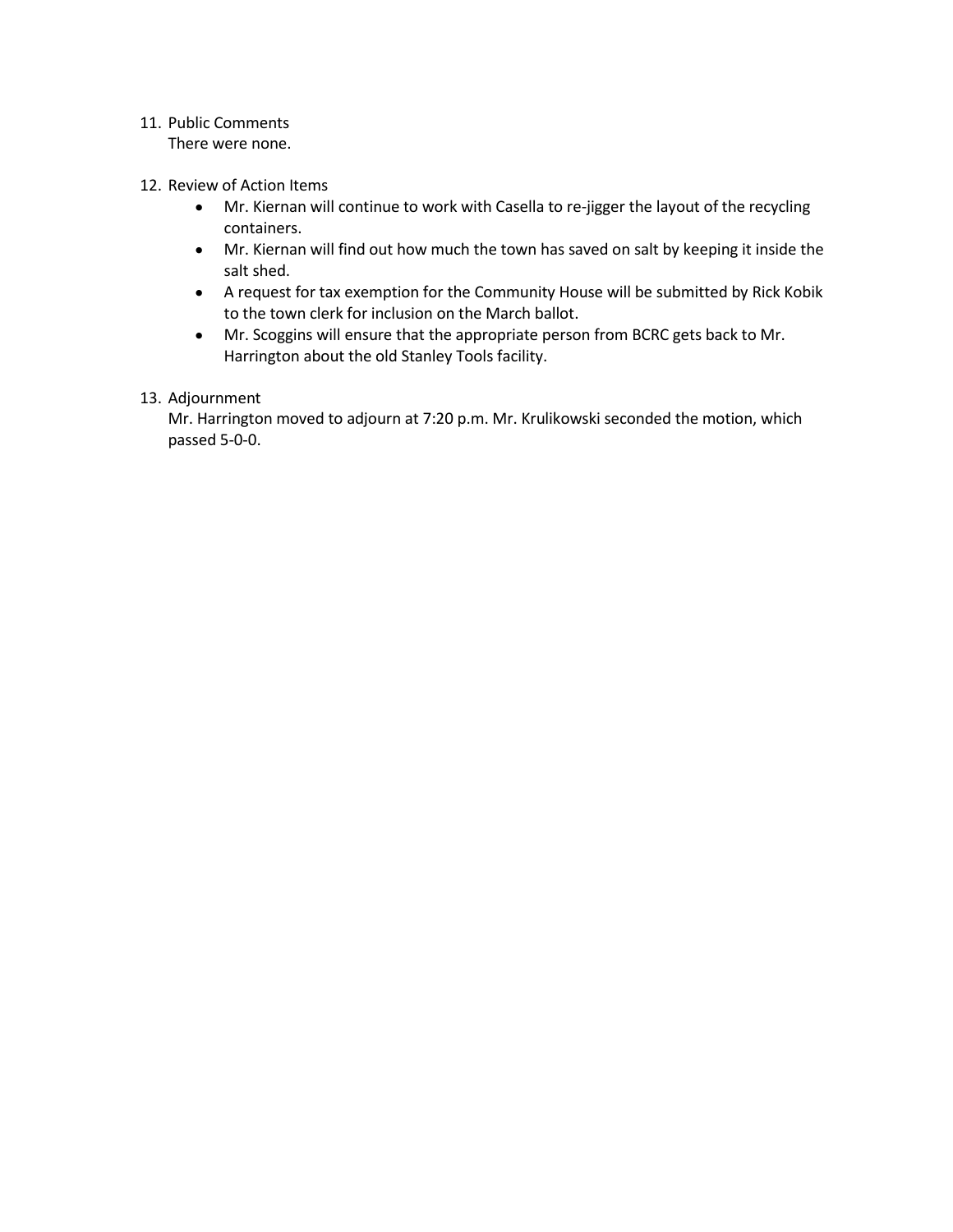11. Public Comments

    There were none.

12. Review of Action Items

    - Mr. Kiernan will continue to work with Casella to re-jigger the layout of the recycling containers.
    - Mr. Kiernan will find out how much the town has saved on salt by keeping it inside the salt shed.
    - A request for tax exemption for the Community House will be submitted by Rick Kobik to the town clerk for inclusion on the March ballot.
    - Mr. Scoggins will ensure that the appropriate person from BCRC gets back to Mr. Harrington about the old Stanley Tools facility.

13. Adjournment

    Mr. Harrington moved to adjourn at 7:20 p.m. Mr. Krulikowski seconded the motion, which passed 5-0-0.